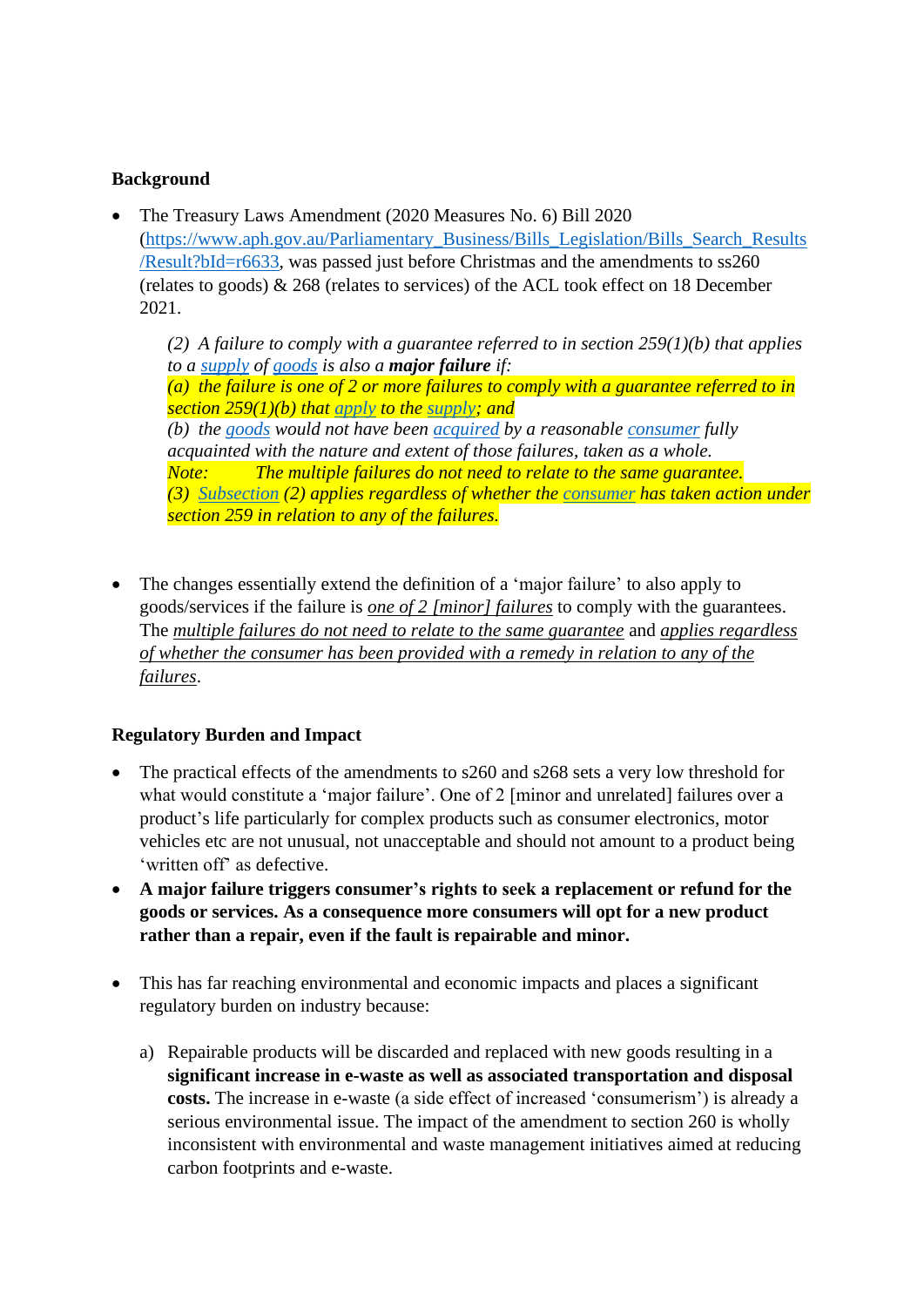**Background**

- The Treasury Laws Amendment (2020 Measures No. 6) Bill 2020 (https://www.aph.gov.au/Parliamentary_Business/Bills_Legislation/Bills_Search_Results/Result?bId=r6633, was passed just before Christmas and the amendments to ss260 (relates to goods) & 268 (relates to services) of the ACL took effect on 18 December 2021.

> *(2) A failure to comply with a guarantee referred to in section 259(1)(b) that applies to a supply of goods is also a* ***major failure*** *if:*
> *(a) the failure is one of 2 or more failures to comply with a guarantee referred to in section 259(1)(b) that apply to the supply; and*
> *(b) the goods would not have been acquired by a reasonable consumer fully acquainted with the nature and extent of those failures, taken as a whole.*
> *Note: The multiple failures do not need to relate to the same guarantee.*
> *(3) Subsection (2) applies regardless of whether the consumer has taken action under section 259 in relation to any of the failures.*

- The changes essentially extend the definition of a 'major failure' to also apply to goods/services if the failure is *one of 2 [minor] failures* to comply with the guarantees. The *multiple failures do not need to relate to the same guarantee* and *applies regardless of whether the consumer has been provided with a remedy in relation to any of the failures*.

**Regulatory Burden and Impact**

- The practical effects of the amendments to s260 and s268 sets a very low threshold for what would constitute a 'major failure'. One of 2 [minor and unrelated] failures over a product's life particularly for complex products such as consumer electronics, motor vehicles etc are not unusual, not unacceptable and should not amount to a product being 'written off' as defective.
- **A major failure triggers consumer's rights to seek a replacement or refund for the goods or services. As a consequence more consumers will opt for a new product rather than a repair, even if the fault is repairable and minor.**
- This has far reaching environmental and economic impacts and places a significant regulatory burden on industry because:

  a) Repairable products will be discarded and replaced with new goods resulting in a **significant increase in e-waste as well as associated transportation and disposal costs.** The increase in e-waste (a side effect of increased 'consumerism') is already a serious environmental issue. The impact of the amendment to section 260 is wholly inconsistent with environmental and waste management initiatives aimed at reducing carbon footprints and e-waste.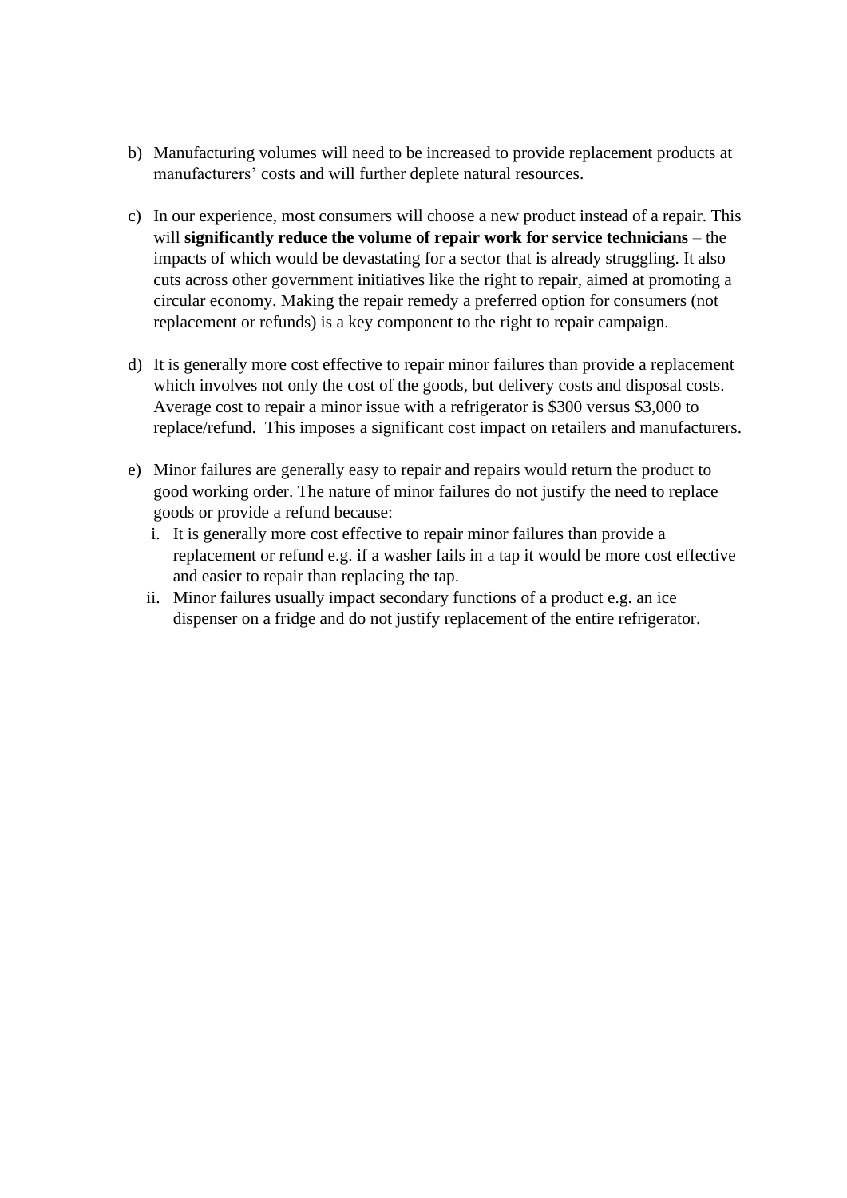b) Manufacturing volumes will need to be increased to provide replacement products at manufacturers' costs and will further deplete natural resources.

c) In our experience, most consumers will choose a new product instead of a repair. This will **significantly reduce the volume of repair work for service technicians** – the impacts of which would be devastating for a sector that is already struggling. It also cuts across other government initiatives like the right to repair, aimed at promoting a circular economy. Making the repair remedy a preferred option for consumers (not replacement or refunds) is a key component to the right to repair campaign.

d) It is generally more cost effective to repair minor failures than provide a replacement which involves not only the cost of the goods, but delivery costs and disposal costs. Average cost to repair a minor issue with a refrigerator is $300 versus $3,000 to replace/refund. This imposes a significant cost impact on retailers and manufacturers.

e) Minor failures are generally easy to repair and repairs would return the product to good working order. The nature of minor failures do not justify the need to replace goods or provide a refund because:
   i. It is generally more cost effective to repair minor failures than provide a replacement or refund e.g. if a washer fails in a tap it would be more cost effective and easier to repair than replacing the tap.
   ii. Minor failures usually impact secondary functions of a product e.g. an ice dispenser on a fridge and do not justify replacement of the entire refrigerator.